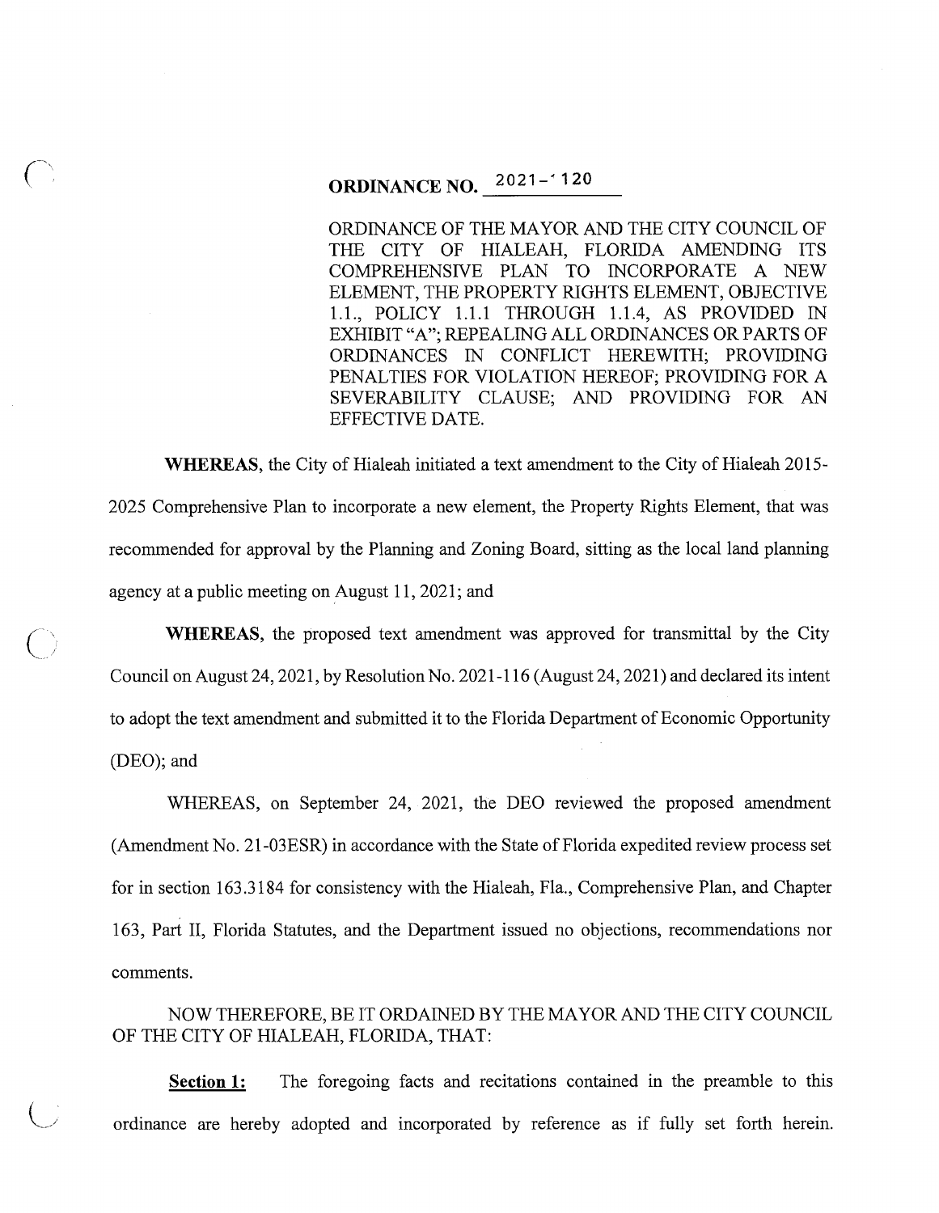# ORDINANCE NO. 2021-120

ORDINANCE OF THE MAYOR AND THE CITY COUNCIL OF THE CITY OF HIALEAH, FLORIDA AMENDING ITS COMPREHENSIVE PLAN TO INCORPORATE A NEW ELEMENT, THE PROPERTY RIGHTS ELEMENT, OBJECTIVE 1.1., POLICY 1.1.1 THROUGH 1.1.4, AS PROVIDED IN EXHIBIT "A"; REPEALING ALL ORDINANCES OR PARTS OF ORDINANCES IN CONFLICT HEREWITH; PROVIDING PENALTIES FOR VIOLATION HEREOF; PROVIDING FOR A SEVERABILITY CLAUSE; AND PROVIDING FOR AN EFFECTIVE DATE.

**WHEREAS**, the City of Hialeah initiated a text amendment to the City of Hialeah 2015-2025 Comprehensive Plan to incorporate a new element, the Property Rights Element, that was recommended for approval by the Planning and Zoning Board, sitting as the local land planning agency at a public meeting on August 11, 2021; and

**WHEREAS**, the proposed text amendment was approved for transmittal by the City Council on August 24, 2021, by Resolution No. 2021-116 (August 24, 2021) and declared its intent to adopt the text amendment and submitted it to the Florida Department of Economic Opportunity (DEO); and

WHEREAS, on September 24, 2021, the DEO reviewed the proposed amendment (Amendment No. 21-03ESR) in accordance with the State of Florida expedited review process set for in section 163.3184 for consistency with the Hialeah, Fla., Comprehensive Plan, and Chapter 163, Part II, Florida Statutes, and the Department issued no objections, recommendations nor comments.

NOW THEREFORE, BE IT ORDAINED BY THE MAYOR AND THE CITY COUNCIL OF THE CITY OF HIALEAH, FLORIDA, THAT:

**Section 1:** The foregoing facts and recitations contained in the preamble to this ordinance are hereby adopted and incorporated by reference as if fully set forth herein.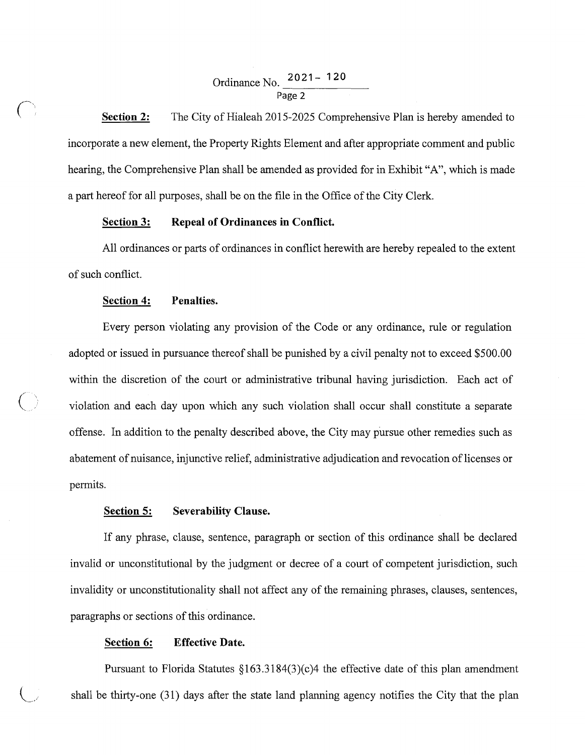Ordinance No. 2021- 120

**Section 2:** The City of Hialeah 2015-2025 Comprehensive Plan is hereby amended to incorporate a new element, the Property Rights Element and after appropriate comment and public hearing, the Comprehensive Plan shall be amended as provided for in Exhibit "A", which is made a part hereof for all purposes, shall be on the file in the Office of the City Clerk.

**Section 3: Repeal of Ordinances in Conflict.**

All ordinances or parts of ordinances in conflict herewith are hereby repealed to the extent of such conflict.

**Section 4: Penalties.**

Every person violating any provision of the Code or any ordinance, rule or regulation adopted or issued in pursuance thereof shall be punished by a civil penalty not to exceed $500.00 within the discretion of the court or administrative tribunal having jurisdiction. Each act of violation and each day upon which any such violation shall occur shall constitute a separate offense. In addition to the penalty described above, the City may pursue other remedies such as abatement of nuisance, injunctive relief, administrative adjudication and revocation of licenses or permits.

**Section 5: Severability Clause.**

If any phrase, clause, sentence, paragraph or section of this ordinance shall be declared invalid or unconstitutional by the judgment or decree of a court of competent jurisdiction, such invalidity or unconstitutionality shall not affect any of the remaining phrases, clauses, sentences, paragraphs or sections of this ordinance.

**Section 6: Effective Date.**

Pursuant to Florida Statutes §163.3184(3)(c)4 the effective date of this plan amendment shall be thirty-one (31) days after the state land planning agency notifies the City that the plan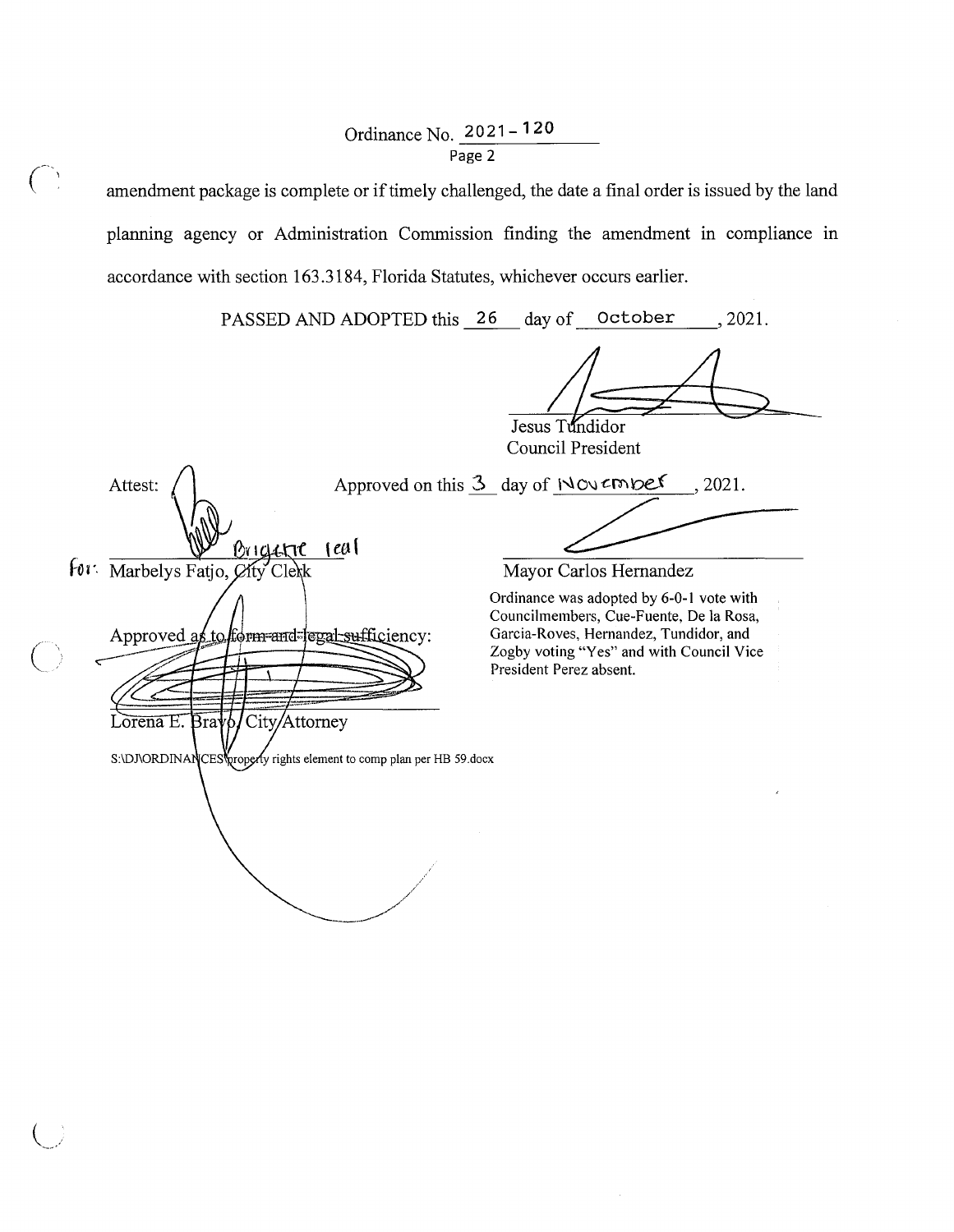Ordinance No. 2021-120

amendment package is complete or if timely challenged, the date a final order is issued by the land planning agency or Administration Commission finding the amendment in compliance in accordance with section 163.3184, Florida Statutes, whichever occurs earlier.

PASSED AND ADOPTED this 26 day of October, 2021.

Jesus Tundidor
Council President

Attest:

Brigette Leal
for: Marbelys Fatjo, City Clerk

Approved on this 3 day of November, 2021.

Mayor Carlos Hernandez

Ordinance was adopted by 6-0-1 vote with Councilmembers, Cue-Fuente, De la Rosa, Garcia-Roves, Hernandez, Tundidor, and Zogby voting "Yes" and with Council Vice President Perez absent.

Approved as to form and legal sufficiency:

Lorena E. Bravo, City Attorney

S:\DJ\ORDINANCES\property rights element to comp plan per HB 59.docx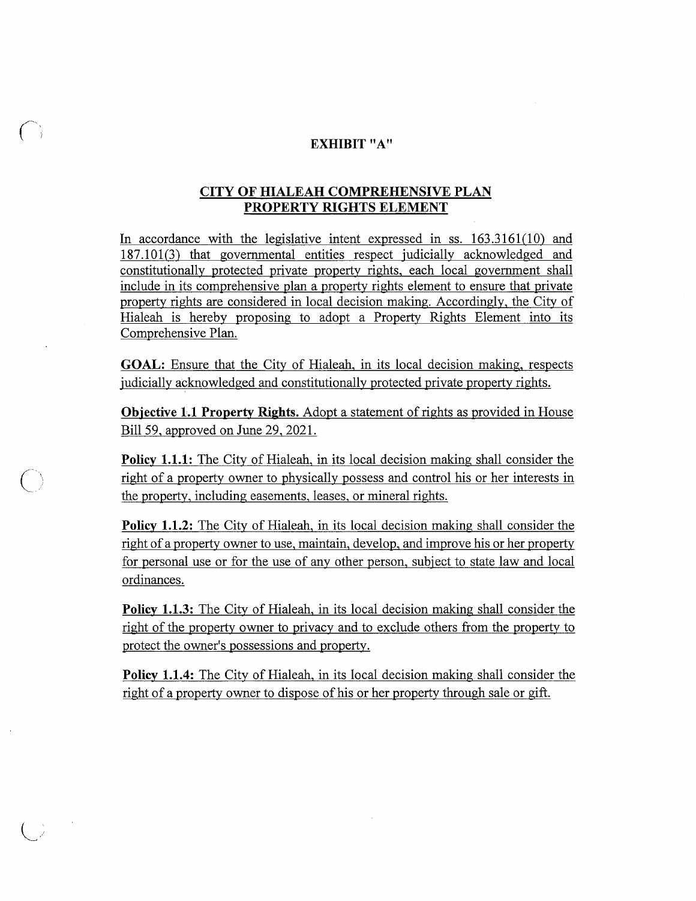**EXHIBIT "A"**

## CITY OF HIALEAH COMPREHENSIVE PLAN PROPERTY RIGHTS ELEMENT

In accordance with the legislative intent expressed in ss. 163.3161(10) and 187.101(3) that governmental entities respect judicially acknowledged and constitutionally protected private property rights, each local government shall include in its comprehensive plan a property rights element to ensure that private property rights are considered in local decision making. Accordingly, the City of Hialeah is hereby proposing to adopt a Property Rights Element into its Comprehensive Plan.

**GOAL:** Ensure that the City of Hialeah, in its local decision making, respects judicially acknowledged and constitutionally protected private property rights.

**Objective 1.1 Property Rights.** Adopt a statement of rights as provided in House Bill 59, approved on June 29, 2021.

**Policy 1.1.1:** The City of Hialeah, in its local decision making shall consider the right of a property owner to physically possess and control his or her interests in the property, including easements, leases, or mineral rights.

**Policy 1.1.2:** The City of Hialeah, in its local decision making shall consider the right of a property owner to use, maintain, develop, and improve his or her property for personal use or for the use of any other person, subject to state law and local ordinances.

**Policy 1.1.3:** The City of Hialeah, in its local decision making shall consider the right of the property owner to privacy and to exclude others from the property to protect the owner's possessions and property.

**Policy 1.1.4:** The City of Hialeah, in its local decision making shall consider the right of a property owner to dispose of his or her property through sale or gift.